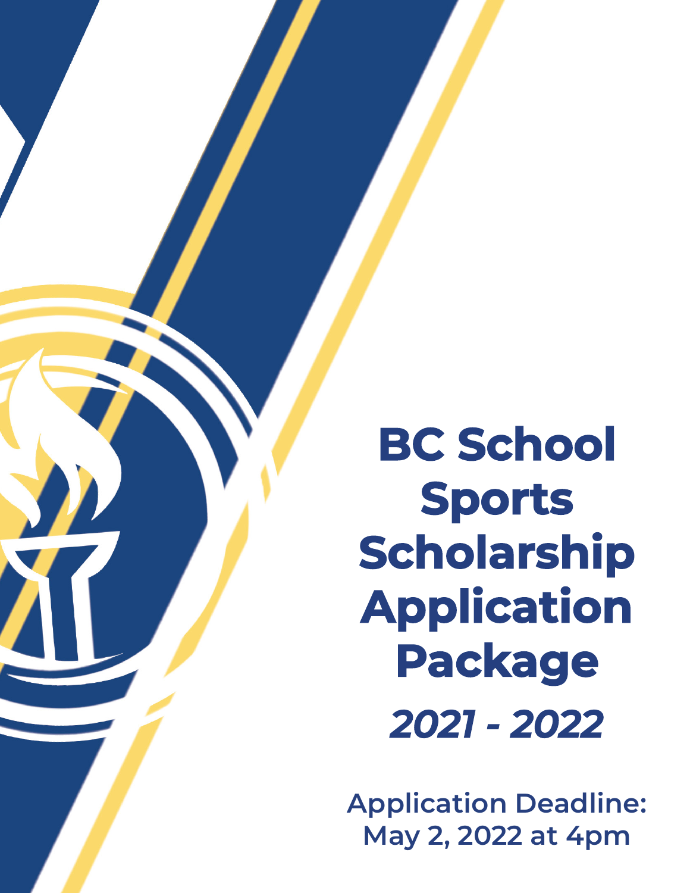# BC School Sports Scholarship Application Package

***2021 - 2022***

**Application Deadline: May 2, 2022 at 4pm**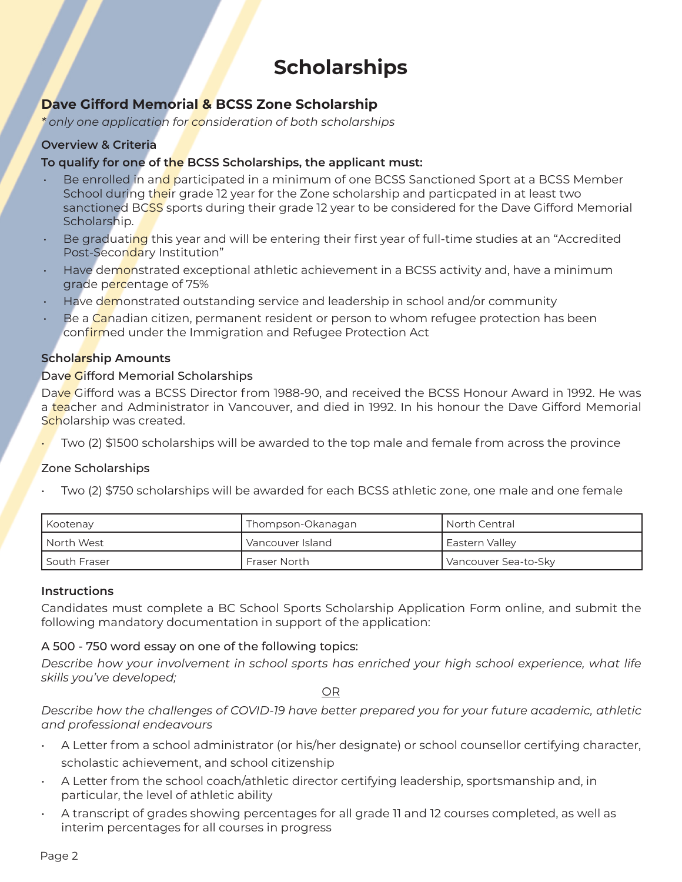# Scholarships

## Dave Gifford Memorial & BCSS Zone Scholarship

*\* only one application for consideration of both scholarships*

### Overview & Criteria

**To qualify for one of the BCSS Scholarships, the applicant must:**

- Be enrolled in and participated in a minimum of one BCSS Sanctioned Sport at a BCSS Member School during their grade 12 year for the Zone scholarship and particpated in at least two sanctioned BCSS sports during their grade 12 year to be considered for the Dave Gifford Memorial Scholarship.
- Be graduating this year and will be entering their first year of full-time studies at an "Accredited Post-Secondary Institution"
- Have demonstrated exceptional athletic achievement in a BCSS activity and, have a minimum grade percentage of 75%
- Have demonstrated outstanding service and leadership in school and/or community
- Be a Canadian citizen, permanent resident or person to whom refugee protection has been confirmed under the Immigration and Refugee Protection Act

### Scholarship Amounts

#### Dave Gifford Memorial Scholarships

Dave Gifford was a BCSS Director from 1988-90, and received the BCSS Honour Award in 1992. He was a teacher and Administrator in Vancouver, and died in 1992. In his honour the Dave Gifford Memorial Scholarship was created.

- Two (2) $1500 scholarships will be awarded to the top male and female from across the province

#### Zone Scholarships

- Two (2) $750 scholarships will be awarded for each BCSS athletic zone, one male and one female

| Kootenay | Thompson-Okanagan | North Central |
|---|---|---|
| North West | Vancouver Island | Eastern Valley |
| South Fraser | Fraser North | Vancouver Sea-to-Sky |

### Instructions

Candidates must complete a BC School Sports Scholarship Application Form online, and submit the following mandatory documentation in support of the application:

#### A 500 - 750 word essay on one of the following topics:

*Describe how your involvement in school sports has enriched your high school experience, what life skills you've developed;*

OR

*Describe how the challenges of COVID-19 have better prepared you for your future academic, athletic and professional endeavours*

- A Letter from a school administrator (or his/her designate) or school counsellor certifying character, scholastic achievement, and school citizenship
- A Letter from the school coach/athletic director certifying leadership, sportsmanship and, in particular, the level of athletic ability
- A transcript of grades showing percentages for all grade 11 and 12 courses completed, as well as interim percentages for all courses in progress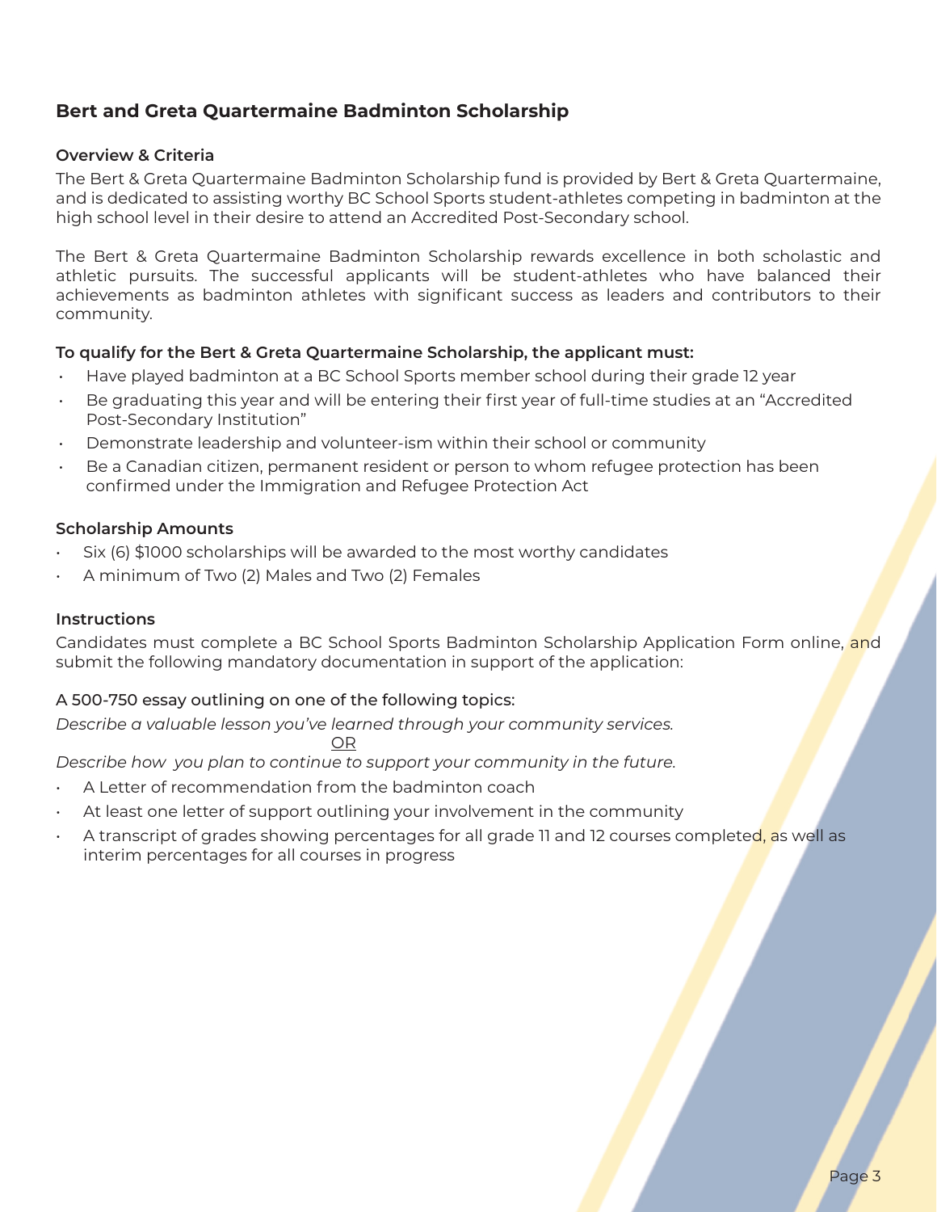## Bert and Greta Quartermaine Badminton Scholarship

### Overview & Criteria

The Bert & Greta Quartermaine Badminton Scholarship fund is provided by Bert & Greta Quartermaine, and is dedicated to assisting worthy BC School Sports student-athletes competing in badminton at the high school level in their desire to attend an Accredited Post-Secondary school.

The Bert & Greta Quartermaine Badminton Scholarship rewards excellence in both scholastic and athletic pursuits. The successful applicants will be student-athletes who have balanced their achievements as badminton athletes with significant success as leaders and contributors to their community.

### To qualify for the Bert & Greta Quartermaine Scholarship, the applicant must:

- Have played badminton at a BC School Sports member school during their grade 12 year
- Be graduating this year and will be entering their first year of full-time studies at an "Accredited Post-Secondary Institution"
- Demonstrate leadership and volunteer-ism within their school or community
- Be a Canadian citizen, permanent resident or person to whom refugee protection has been confirmed under the Immigration and Refugee Protection Act

### Scholarship Amounts

- Six (6) $1000 scholarships will be awarded to the most worthy candidates
- A minimum of Two (2) Males and Two (2) Females

### Instructions

Candidates must complete a BC School Sports Badminton Scholarship Application Form online, and submit the following mandatory documentation in support of the application:

A 500-750 essay outlining on one of the following topics:

*Describe a valuable lesson you've learned through your community services.*

OR

*Describe how you plan to continue to support your community in the future.*

- A Letter of recommendation from the badminton coach
- At least one letter of support outlining your involvement in the community
- A transcript of grades showing percentages for all grade 11 and 12 courses completed, as well as interim percentages for all courses in progress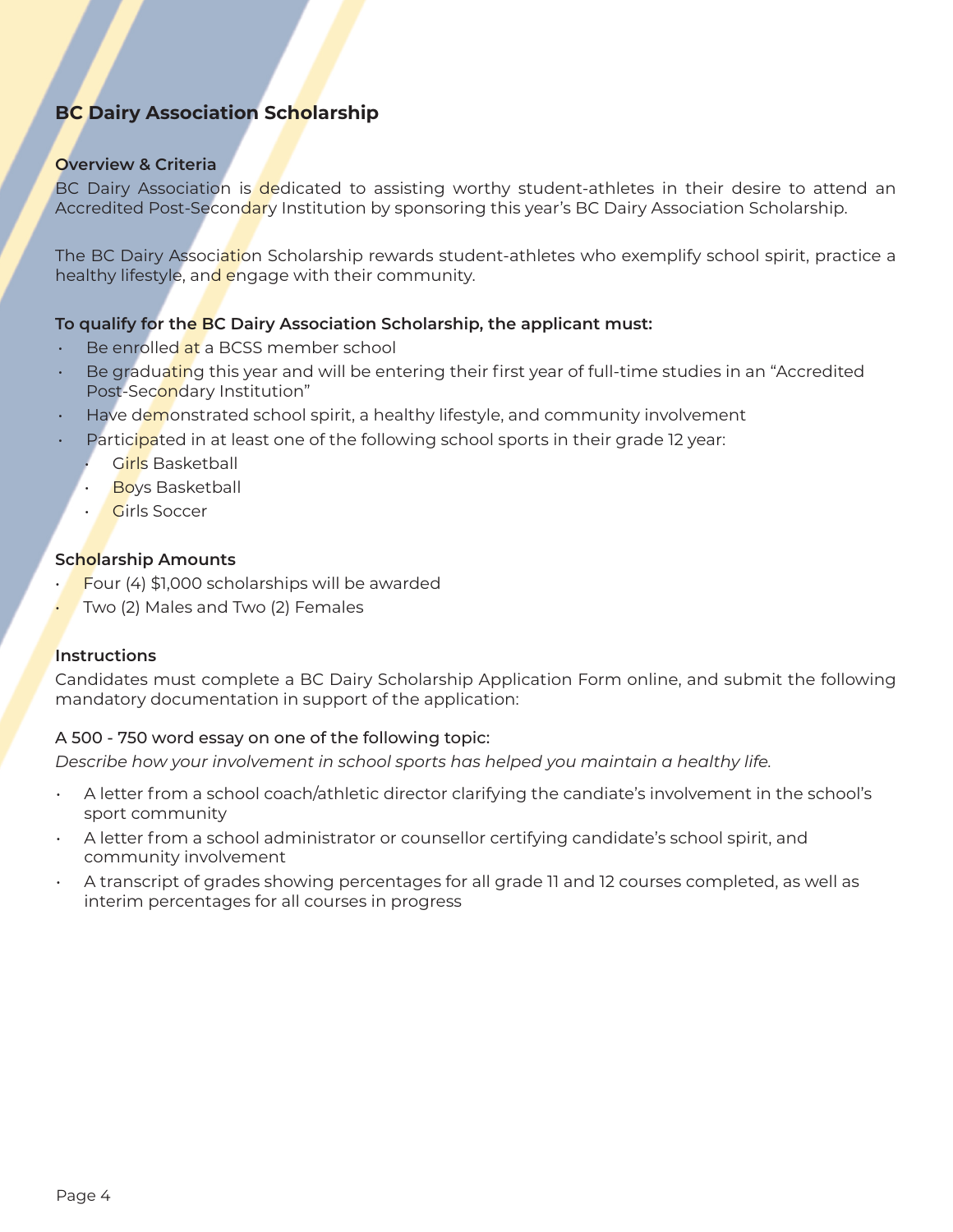## BC Dairy Association Scholarship

**Overview & Criteria**

BC Dairy Association is dedicated to assisting worthy student-athletes in their desire to attend an Accredited Post-Secondary Institution by sponsoring this year's BC Dairy Association Scholarship.

The BC Dairy Association Scholarship rewards student-athletes who exemplify school spirit, practice a healthy lifestyle, and engage with their community.

**To qualify for the BC Dairy Association Scholarship, the applicant must:**

- Be enrolled at a BCSS member school
- Be graduating this year and will be entering their first year of full-time studies in an "Accredited Post-Secondary Institution"
- Have demonstrated school spirit, a healthy lifestyle, and community involvement
- Participated in at least one of the following school sports in their grade 12 year:
  - Girls Basketball
  - Boys Basketball
  - Girls Soccer

**Scholarship Amounts**

- Four (4) $1,000 scholarships will be awarded
- Two (2) Males and Two (2) Females

**Instructions**

Candidates must complete a BC Dairy Scholarship Application Form online, and submit the following mandatory documentation in support of the application:

A 500 - 750 word essay on one of the following topic:

*Describe how your involvement in school sports has helped you maintain a healthy life.*

- A letter from a school coach/athletic director clarifying the candiate's involvement in the school's sport community
- A letter from a school administrator or counsellor certifying candidate's school spirit, and community involvement
- A transcript of grades showing percentages for all grade 11 and 12 courses completed, as well as interim percentages for all courses in progress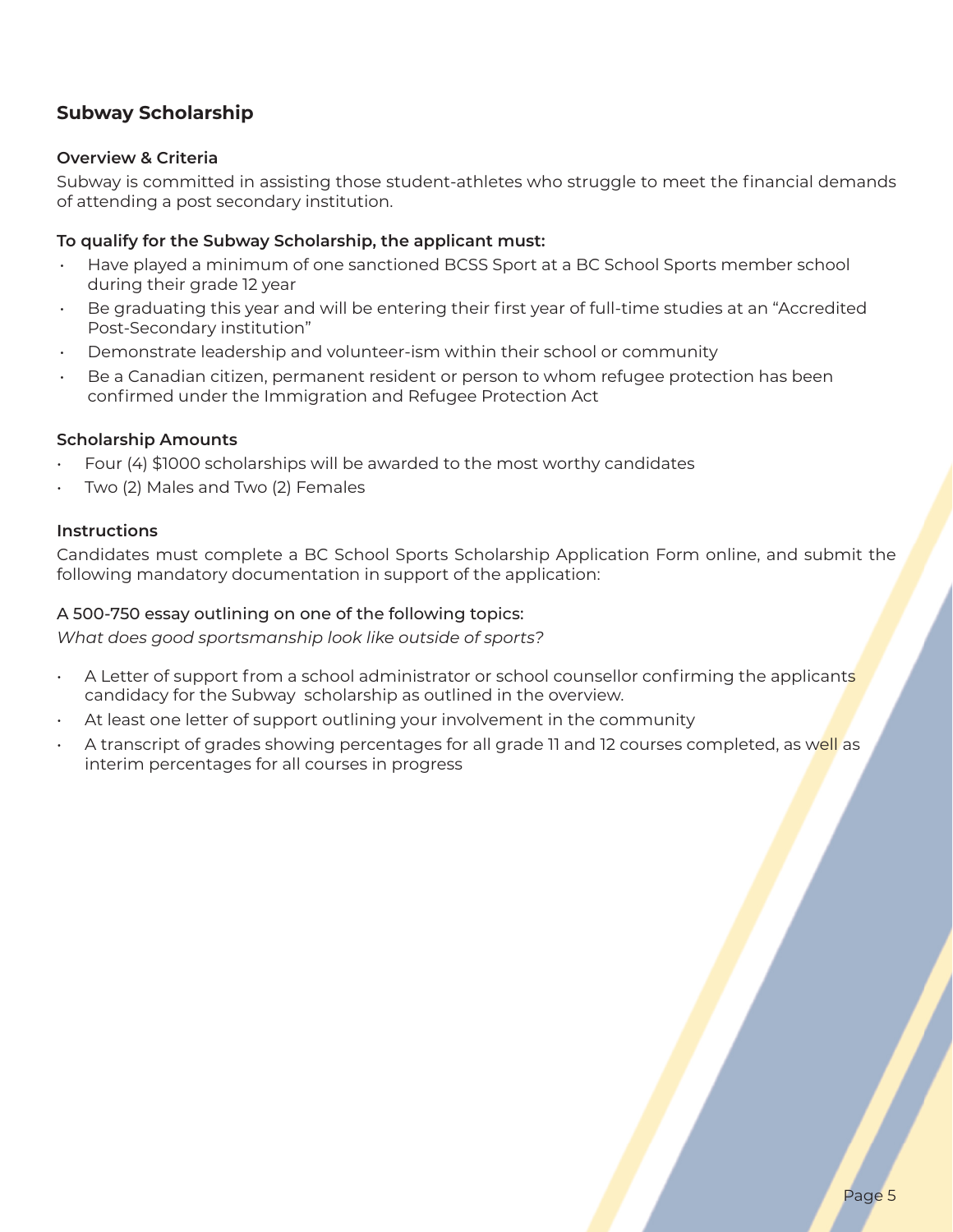## Subway Scholarship

### Overview & Criteria

Subway is committed in assisting those student-athletes who struggle to meet the financial demands of attending a post secondary institution.

**To qualify for the Subway Scholarship, the applicant must:**

- Have played a minimum of one sanctioned BCSS Sport at a BC School Sports member school during their grade 12 year
- Be graduating this year and will be entering their first year of full-time studies at an "Accredited Post-Secondary institution"
- Demonstrate leadership and volunteer-ism within their school or community
- Be a Canadian citizen, permanent resident or person to whom refugee protection has been confirmed under the Immigration and Refugee Protection Act

### Scholarship Amounts

- Four (4) $1000 scholarships will be awarded to the most worthy candidates
- Two (2) Males and Two (2) Females

### Instructions

Candidates must complete a BC School Sports Scholarship Application Form online, and submit the following mandatory documentation in support of the application:

A 500-750 essay outlining on one of the following topics:

*What does good sportsmanship look like outside of sports?*

- A Letter of support from a school administrator or school counsellor confirming the applicants candidacy for the Subway scholarship as outlined in the overview.
- At least one letter of support outlining your involvement in the community
- A transcript of grades showing percentages for all grade 11 and 12 courses completed, as well as interim percentages for all courses in progress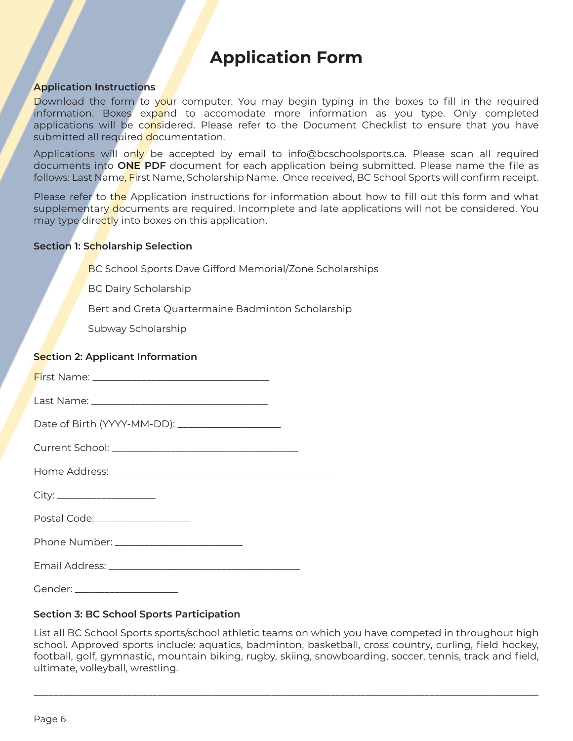# Application Form

**Application Instructions**

Download the form to your computer. You may begin typing in the boxes to fill in the required information. Boxes expand to accomodate more information as you type. Only completed applications will be considered. Please refer to the Document Checklist to ensure that you have submitted all required documentation.

Applications will only be accepted by email to info@bcschoolsports.ca. Please scan all required documents into **ONE PDF** document for each application being submitted. Please name the file as follows: Last Name, First Name, Scholarship Name. Once received, BC School Sports will confirm receipt.

Please refer to the Application instructions for information about how to fill out this form and what supplementary documents are required. Incomplete and late applications will not be considered. You may type directly into boxes on this application.

**Section 1: Scholarship Selection**

BC School Sports Dave Gifford Memorial/Zone Scholarships

BC Dairy Scholarship

Bert and Greta Quartermaine Badminton Scholarship

Subway Scholarship

**Section 2: Applicant Information**

First Name: ___________________________________

Last Name: ___________________________________

Date of Birth (YYYY-MM-DD): ____________________

Current School: ____________________________________

Home Address: ____________________________________________

City: ___________________

Postal Code: __________________

Phone Number: ________________________

Email Address: _____________________________________

Gender: ____________________

**Section 3: BC School Sports Participation**

List all BC School Sports sports/school athletic teams on which you have competed in throughout high school. Approved sports include: aquatics, badminton, basketball, cross country, curling, field hockey, football, golf, gymnastic, mountain biking, rugby, skiing, snowboarding, soccer, tennis, track and field, ultimate, volleyball, wrestling.

______________________________________________________________________________________________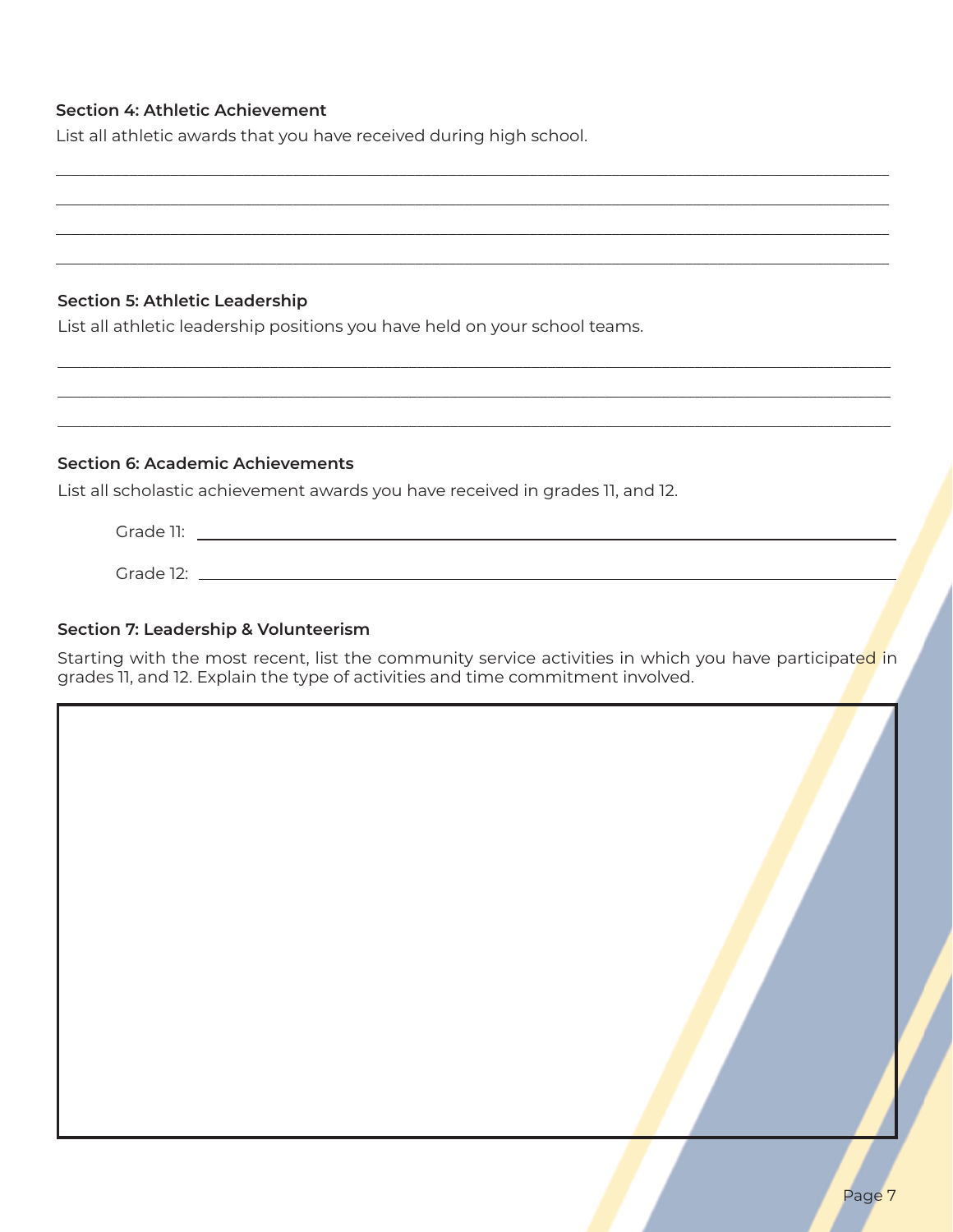**Section 4: Athletic Achievement**

List all athletic awards that you have received during high school.

\_\_\_\_\_\_\_\_\_\_\_\_\_\_\_\_\_\_\_\_\_\_\_\_\_\_\_\_\_\_\_\_\_\_\_\_\_\_\_\_\_\_\_\_\_\_\_\_\_\_\_\_\_\_\_\_\_\_\_\_\_\_\_\_\_\_\_\_\_\_\_\_\_\_\_\_

\_\_\_\_\_\_\_\_\_\_\_\_\_\_\_\_\_\_\_\_\_\_\_\_\_\_\_\_\_\_\_\_\_\_\_\_\_\_\_\_\_\_\_\_\_\_\_\_\_\_\_\_\_\_\_\_\_\_\_\_\_\_\_\_\_\_\_\_\_\_\_\_\_\_\_\_

\_\_\_\_\_\_\_\_\_\_\_\_\_\_\_\_\_\_\_\_\_\_\_\_\_\_\_\_\_\_\_\_\_\_\_\_\_\_\_\_\_\_\_\_\_\_\_\_\_\_\_\_\_\_\_\_\_\_\_\_\_\_\_\_\_\_\_\_\_\_\_\_\_\_\_\_

\_\_\_\_\_\_\_\_\_\_\_\_\_\_\_\_\_\_\_\_\_\_\_\_\_\_\_\_\_\_\_\_\_\_\_\_\_\_\_\_\_\_\_\_\_\_\_\_\_\_\_\_\_\_\_\_\_\_\_\_\_\_\_\_\_\_\_\_\_\_\_\_\_\_\_\_

**Section 5: Athletic Leadership**

List all athletic leadership positions you have held on your school teams.

\_\_\_\_\_\_\_\_\_\_\_\_\_\_\_\_\_\_\_\_\_\_\_\_\_\_\_\_\_\_\_\_\_\_\_\_\_\_\_\_\_\_\_\_\_\_\_\_\_\_\_\_\_\_\_\_\_\_\_\_\_\_\_\_\_\_\_\_\_\_\_\_\_\_\_\_

\_\_\_\_\_\_\_\_\_\_\_\_\_\_\_\_\_\_\_\_\_\_\_\_\_\_\_\_\_\_\_\_\_\_\_\_\_\_\_\_\_\_\_\_\_\_\_\_\_\_\_\_\_\_\_\_\_\_\_\_\_\_\_\_\_\_\_\_\_\_\_\_\_\_\_\_

\_\_\_\_\_\_\_\_\_\_\_\_\_\_\_\_\_\_\_\_\_\_\_\_\_\_\_\_\_\_\_\_\_\_\_\_\_\_\_\_\_\_\_\_\_\_\_\_\_\_\_\_\_\_\_\_\_\_\_\_\_\_\_\_\_\_\_\_\_\_\_\_\_\_\_\_

**Section 6: Academic Achievements**

List all scholastic achievement awards you have received in grades 11, and 12.

Grade 11: \_\_\_\_\_\_\_\_\_\_\_\_\_\_\_\_\_\_\_\_\_\_\_\_\_\_\_\_\_\_\_\_\_\_\_\_\_\_\_\_\_\_\_\_\_\_\_\_\_\_\_\_\_\_\_\_\_\_\_\_\_\_\_\_

Grade 12: \_\_\_\_\_\_\_\_\_\_\_\_\_\_\_\_\_\_\_\_\_\_\_\_\_\_\_\_\_\_\_\_\_\_\_\_\_\_\_\_\_\_\_\_\_\_\_\_\_\_\_\_\_\_\_\_\_\_\_\_\_\_\_\_

**Section 7: Leadership & Volunteerism**

Starting with the most recent, list the community service activities in which you have participated in grades 11, and 12. Explain the type of activities and time commitment involved.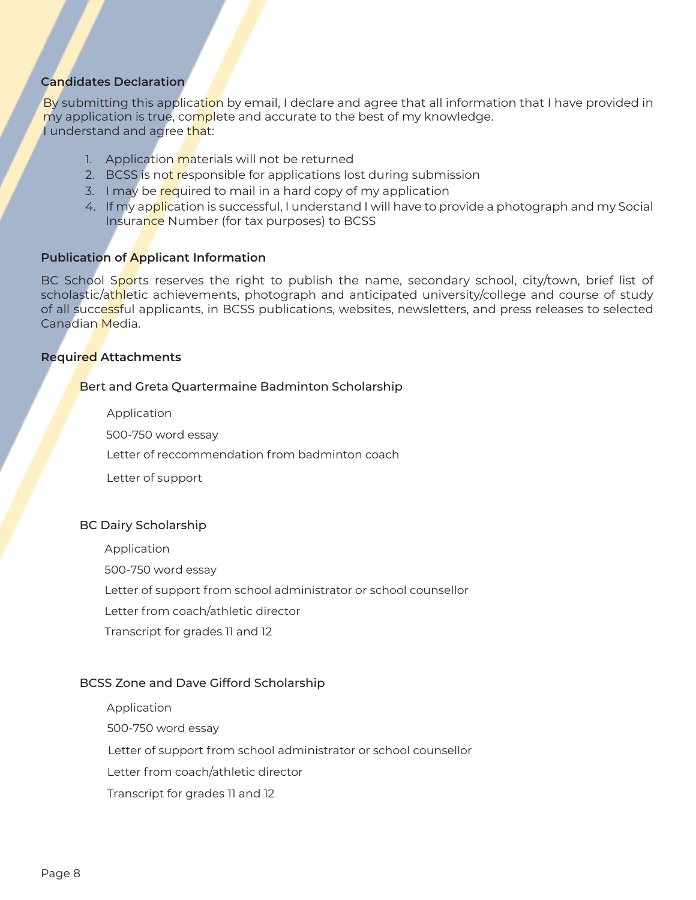**Candidates Declaration**

By submitting this application by email, I declare and agree that all information that I have provided in my application is true, complete and accurate to the best of my knowledge.
I understand and agree that:

1. Application materials will not be returned
2. BCSS is not responsible for applications lost during submission
3. I may be required to mail in a hard copy of my application
4. If my application is successful, I understand I will have to provide a photograph and my Social Insurance Number (for tax purposes) to BCSS

**Publication of Applicant Information**

BC School Sports reserves the right to publish the name, secondary school, city/town, brief list of scholastic/athletic achievements, photograph and anticipated university/college and course of study of all successful applicants, in BCSS publications, websites, newsletters, and press releases to selected Canadian Media.

**Required Attachments**

Bert and Greta Quartermaine Badminton Scholarship

- Application
- 500-750 word essay
- Letter of reccommendation from badminton coach
- Letter of support

BC Dairy Scholarship

- Application
- 500-750 word essay
- Letter of support from school administrator or school counsellor
- Letter from coach/athletic director
- Transcript for grades 11 and 12

BCSS Zone and Dave Gifford Scholarship

- Application
- 500-750 word essay
- Letter of support from school administrator or school counsellor
- Letter from coach/athletic director
- Transcript for grades 11 and 12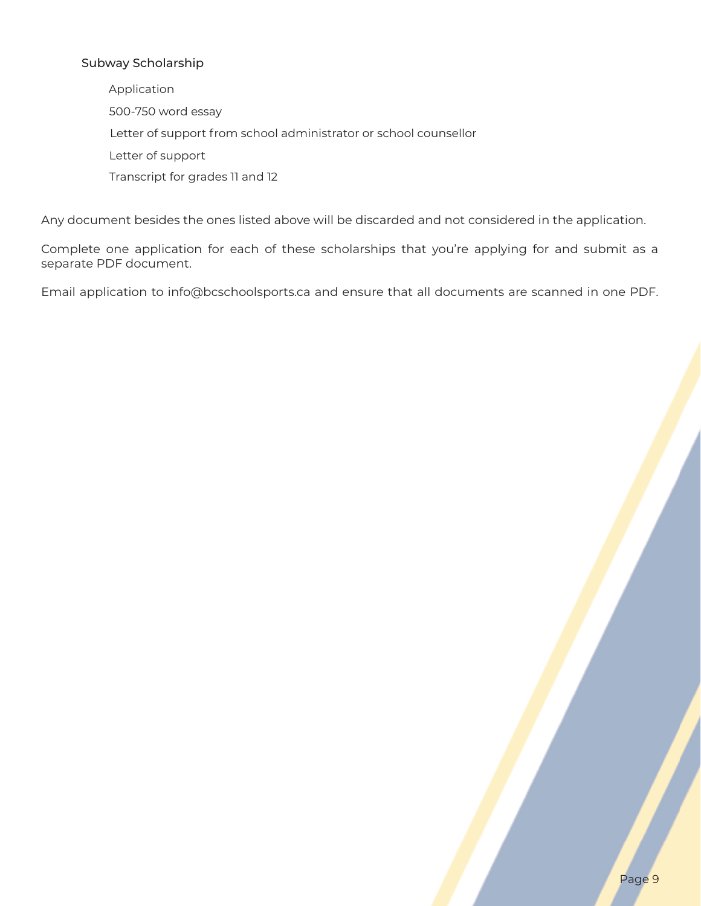Subway Scholarship

- Application
- 500-750 word essay
- Letter of support from school administrator or school counsellor
- Letter of support
- Transcript for grades 11 and 12

Any document besides the ones listed above will be discarded and not considered in the application.

Complete one application for each of these scholarships that you're applying for and submit as a separate PDF document.

Email application to info@bcschoolsports.ca and ensure that all documents are scanned in one PDF.